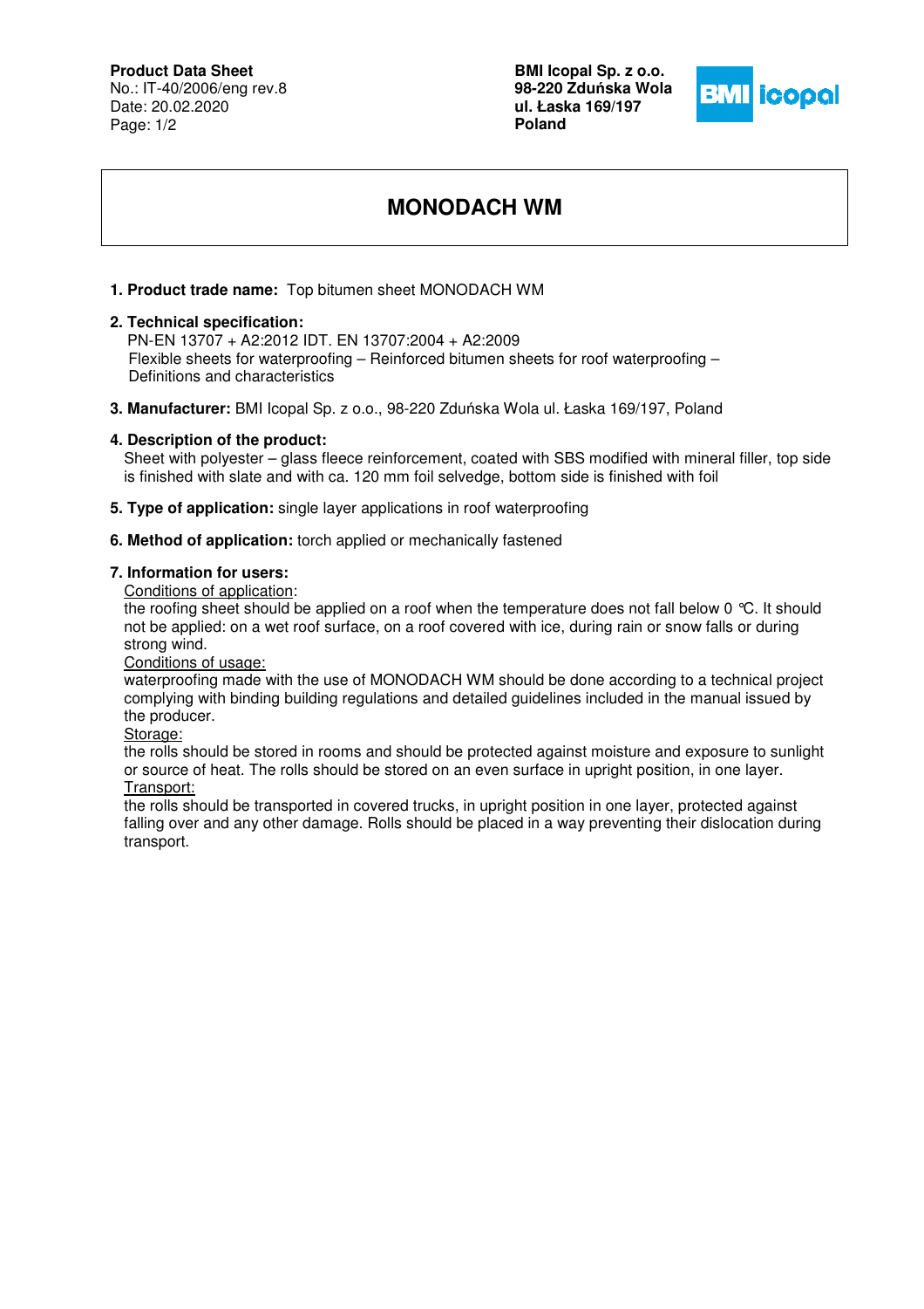**Product Data Sheet**
No.: IT-40/2006/eng rev.8
Date: 20.02.2020

**BMI Icopal Sp. z o.o.**
**98-220 Zduńska Wola**
**ul. Łaska 169/197**
**Poland**

# MONODACH WM

**1. Product trade name:** Top bitumen sheet MONODACH WM

**2. Technical specification:**
PN-EN 13707 + A2:2012 IDT. EN 13707:2004 + A2:2009
Flexible sheets for waterproofing – Reinforced bitumen sheets for roof waterproofing – Definitions and characteristics

**3. Manufacturer:** BMI Icopal Sp. z o.o., 98-220 Zduńska Wola ul. Łaska 169/197, Poland

**4. Description of the product:**
Sheet with polyester – glass fleece reinforcement, coated with SBS modified with mineral filler, top side is finished with slate and with ca. 120 mm foil selvedge, bottom side is finished with foil

**5. Type of application:** single layer applications in roof waterproofing

**6. Method of application:** torch applied or mechanically fastened

**7. Information for users:**

Conditions of application:
the roofing sheet should be applied on a roof when the temperature does not fall below 0 °C. It should not be applied: on a wet roof surface, on a roof covered with ice, during rain or snow falls or during strong wind.

Conditions of usage:
waterproofing made with the use of MONODACH WM should be done according to a technical project complying with binding building regulations and detailed guidelines included in the manual issued by the producer.

Storage:
the rolls should be stored in rooms and should be protected against moisture and exposure to sunlight or source of heat. The rolls should be stored on an even surface in upright position, in one layer.

Transport:
the rolls should be transported in covered trucks, in upright position in one layer, protected against falling over and any other damage. Rolls should be placed in a way preventing their dislocation during transport.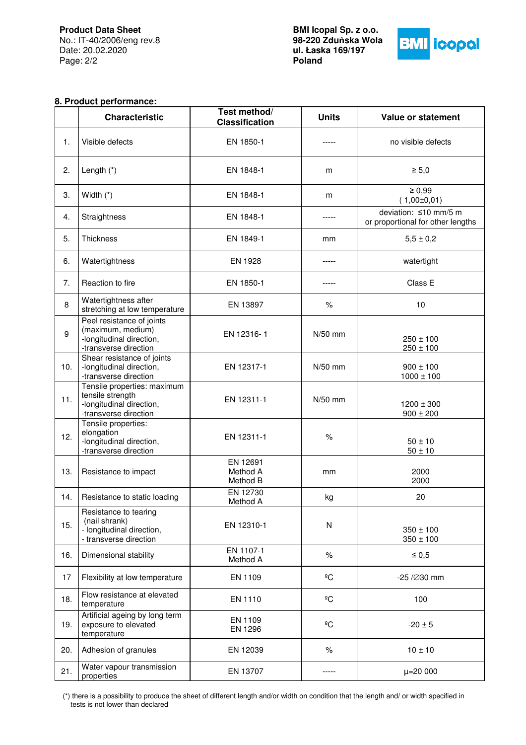Product Data Sheet
No.: IT-40/2006/eng rev.8
Date: 20.02.2020

BMI Icopal Sp. z o.o.
98-220 Zduńska Wola
ul. Łaska 169/197
Poland

## 8. Product performance:

| | Characteristic | Test method/ Classification | Units | Value or statement |
|---|---|---|---|---|
| 1. | Visible defects | EN 1850-1 | ----- | no visible defects |
| 2. | Length (*) | EN 1848-1 | m | ≥ 5,0 |
| 3. | Width (*) | EN 1848-1 | m | ≥ 0,99 ( 1,00±0,01) |
| 4. | Straightness | EN 1848-1 | ----- | deviation: ≤10 mm/5 m or proportional for other lengths |
| 5. | Thickness | EN 1849-1 | mm | 5,5 ± 0,2 |
| 6. | Watertightness | EN 1928 | ----- | watertight |
| 7. | Reaction to fire | EN 1850-1 | ----- | Class E |
| 8 | Watertightness after stretching at low temperature | EN 13897 | % | 10 |
| 9 | Peel resistance of joints (maximum, medium) -longitudinal direction, -transverse direction | EN 12316- 1 | N/50 mm | 250 ± 100<br>250 ± 100 |
| 10. | Shear resistance of joints -longitudinal direction, -transverse direction | EN 12317-1 | N/50 mm | 900 ± 100<br>1000 ± 100 |
| 11. | Tensile properties: maximum tensile strength -longitudinal direction, -transverse direction | EN 12311-1 | N/50 mm | 1200 ± 300<br>900 ± 200 |
| 12. | Tensile properties: elongation -longitudinal direction, -transverse direction | EN 12311-1 | % | 50 ± 10<br>50 ± 10 |
| 13. | Resistance to impact | EN 12691 Method A Method B | mm | 2000<br>2000 |
| 14. | Resistance to static loading | EN 12730 Method A | kg | 20 |
| 15. | Resistance to tearing (nail shrank) - longitudinal direction, - transverse direction | EN 12310-1 | N | 350 ± 100<br>350 ± 100 |
| 16. | Dimensional stability | EN 1107-1 Method A | % | ≤ 0,5 |
| 17 | Flexibility at low temperature | EN 1109 | ºC | -25 /∅30 mm |
| 18. | Flow resistance at elevated temperature | EN 1110 | ºC | 100 |
| 19. | Artificial ageing by long term exposure to elevated temperature | EN 1109 EN 1296 | ºC | -20 ± 5 |
| 20. | Adhesion of granules | EN 12039 | % | 10 ± 10 |
| 21. | Water vapour transmission properties | EN 13707 | ----- | μ=20 000 |

(*) there is a possibility to produce the sheet of different length and/or width on condition that the length and/ or width specified in tests is not lower than declared